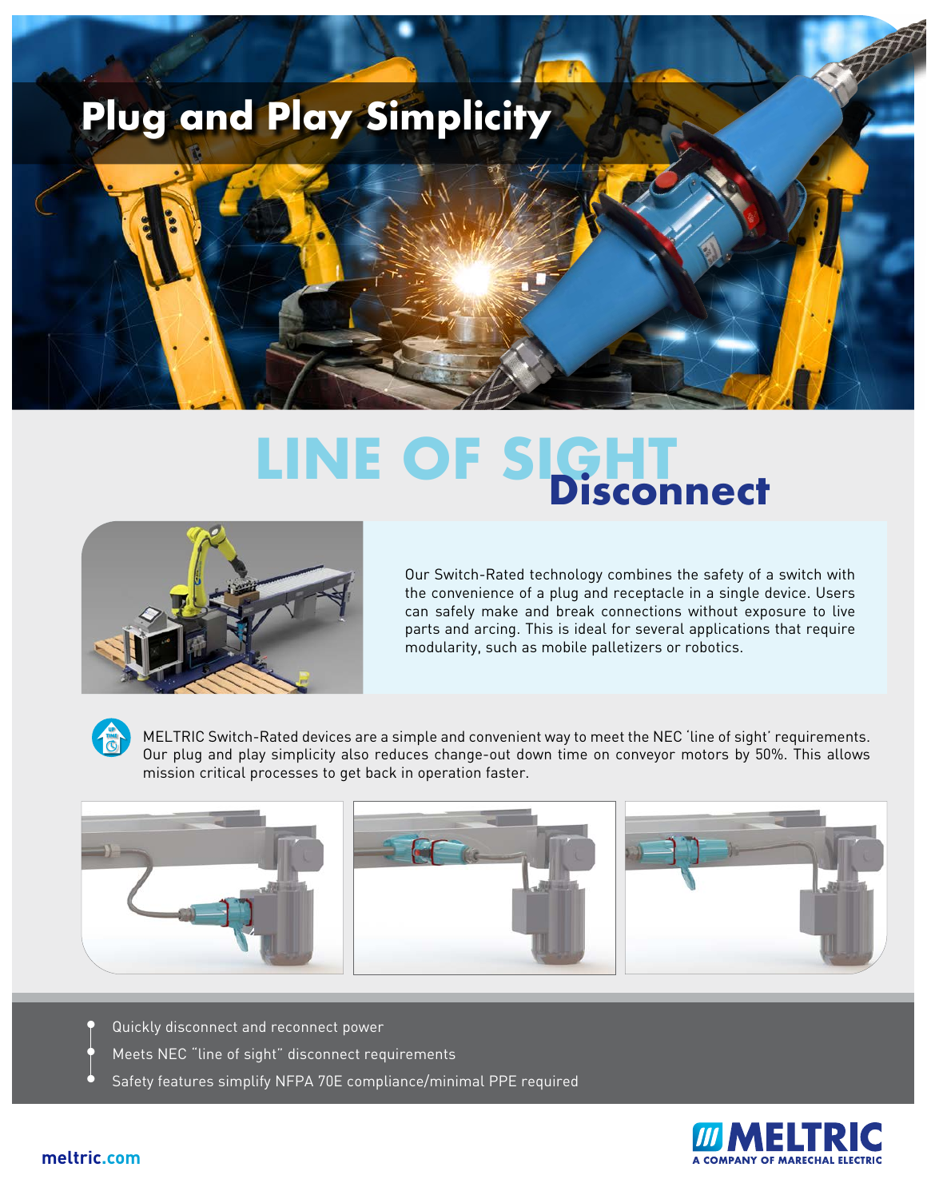# Plug and Play Simplicity

## LINE OF SIGHT Disconnect

Our Switch-Rated technology combines the safety of a switch with the convenience of a plug and receptacle in a single device. Users can safely make and break connections without exposure to live parts and arcing. This is ideal for several applications that require modularity, such as mobile palletizers or robotics.

MELTRIC Switch-Rated devices are a simple and convenient way to meet the NEC 'line of sight' requirements. Our plug and play simplicity also reduces change-out down time on conveyor motors by 50%. This allows mission critical processes to get back in operation faster.

- Quickly disconnect and reconnect power
- Meets NEC "line of sight" disconnect requirements
- Safety features simplify NFPA 70E compliance/minimal PPE required

meltric.com

MELTRIC
A COMPANY OF MARECHAL ELECTRIC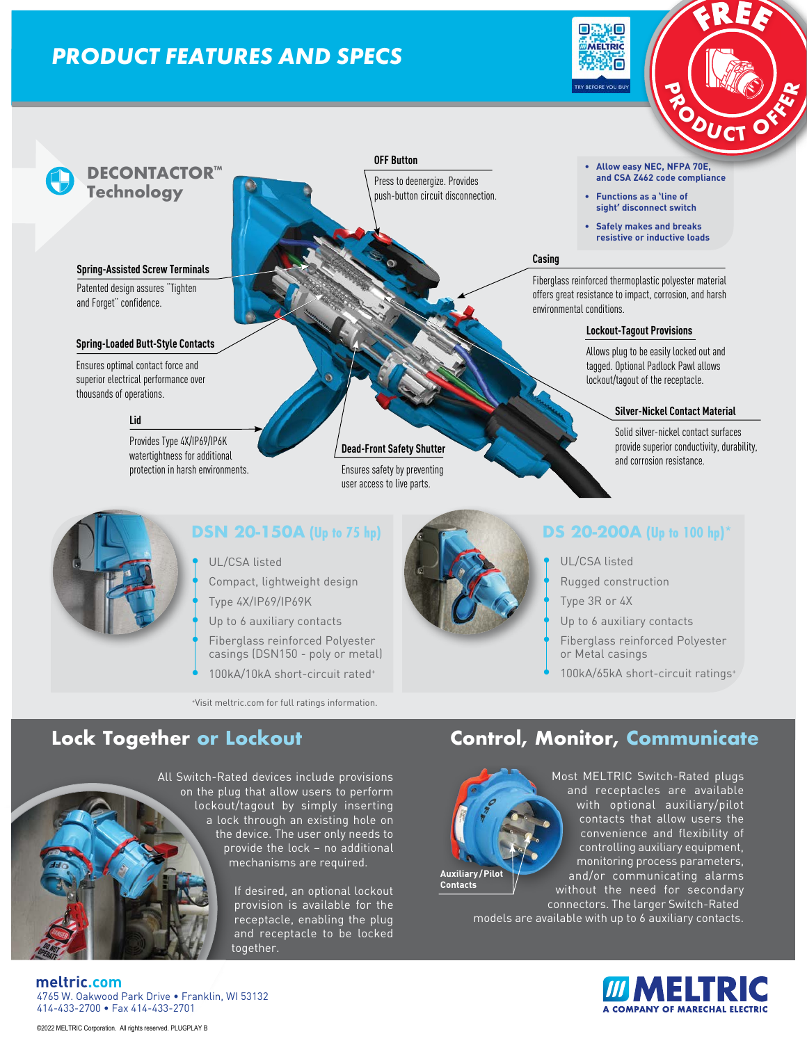# PRODUCT FEATURES AND SPECS

TRY BEFORE YOU BUY

FREE PRODUCT OFFER

## DECONTACTOR™ Technology

- Allow easy NEC, NFPA 70E, and CSA Z462 code compliance
- Functions as a 'line of sight' disconnect switch
- Safely makes and breaks resistive or inductive loads

**OFF Button**

Press to deenergize. Provides push-button circuit disconnection.

**Spring-Assisted Screw Terminals**

Patented design assures "Tighten and Forget" confidence.

**Casing**

Fiberglass reinforced thermoplastic polyester material offers great resistance to impact, corrosion, and harsh environmental conditions.

**Spring-Loaded Butt-Style Contacts**

Ensures optimal contact force and superior electrical performance over thousands of operations.

**Lockout-Tagout Provisions**

Allows plug to be easily locked out and tagged. Optional Padlock Pawl allows lockout/tagout of the receptacle.

**Silver-Nickel Contact Material**

Solid silver-nickel contact surfaces provide superior conductivity, durability, and corrosion resistance.

**Lid**

Provides Type 4X/IP69/IP6K watertightness for additional protection in harsh environments.

**Dead-Front Safety Shutter**

Ensures safety by preventing user access to live parts.

### DSN 20-150A (Up to 75 hp)

- UL/CSA listed
- Compact, lightweight design
- Type 4X/IP69/IP69K
- Up to 6 auxiliary contacts
- Fiberglass reinforced Polyester casings (DSN150 - poly or metal)
- 100kA/10kA short-circuit rated+

### DS 20-200A (Up to 100 hp)*

- UL/CSA listed
- Rugged construction
- Type 3R or 4X
- Up to 6 auxiliary contacts
- Fiberglass reinforced Polyester or Metal casings
- 100kA/65kA short-circuit ratings+

+Visit meltric.com for full ratings information.

## Lock Together or Lockout

All Switch-Rated devices include provisions on the plug that allow users to perform lockout/tagout by simply inserting a lock through an existing hole on the device. The user only needs to provide the lock – no additional mechanisms are required.

If desired, an optional lockout provision is available for the receptacle, enabling the plug and receptacle to be locked together.

## Control, Monitor, Communicate

**Auxiliary/Pilot Contacts**

Most MELTRIC Switch-Rated plugs and receptacles are available with optional auxiliary/pilot contacts that allow users the convenience and flexibility of controlling auxiliary equipment, monitoring process parameters, and/or communicating alarms without the need for secondary connectors. The larger Switch-Rated models are available with up to 6 auxiliary contacts.

**meltric.com**
4765 W. Oakwood Park Drive • Franklin, WI 53132
414-433-2700 • Fax 414-433-2701

MELTRIC — A COMPANY OF MARECHAL ELECTRIC

©2022 MELTRIC Corporation. All rights reserved. PLUGPLAY B